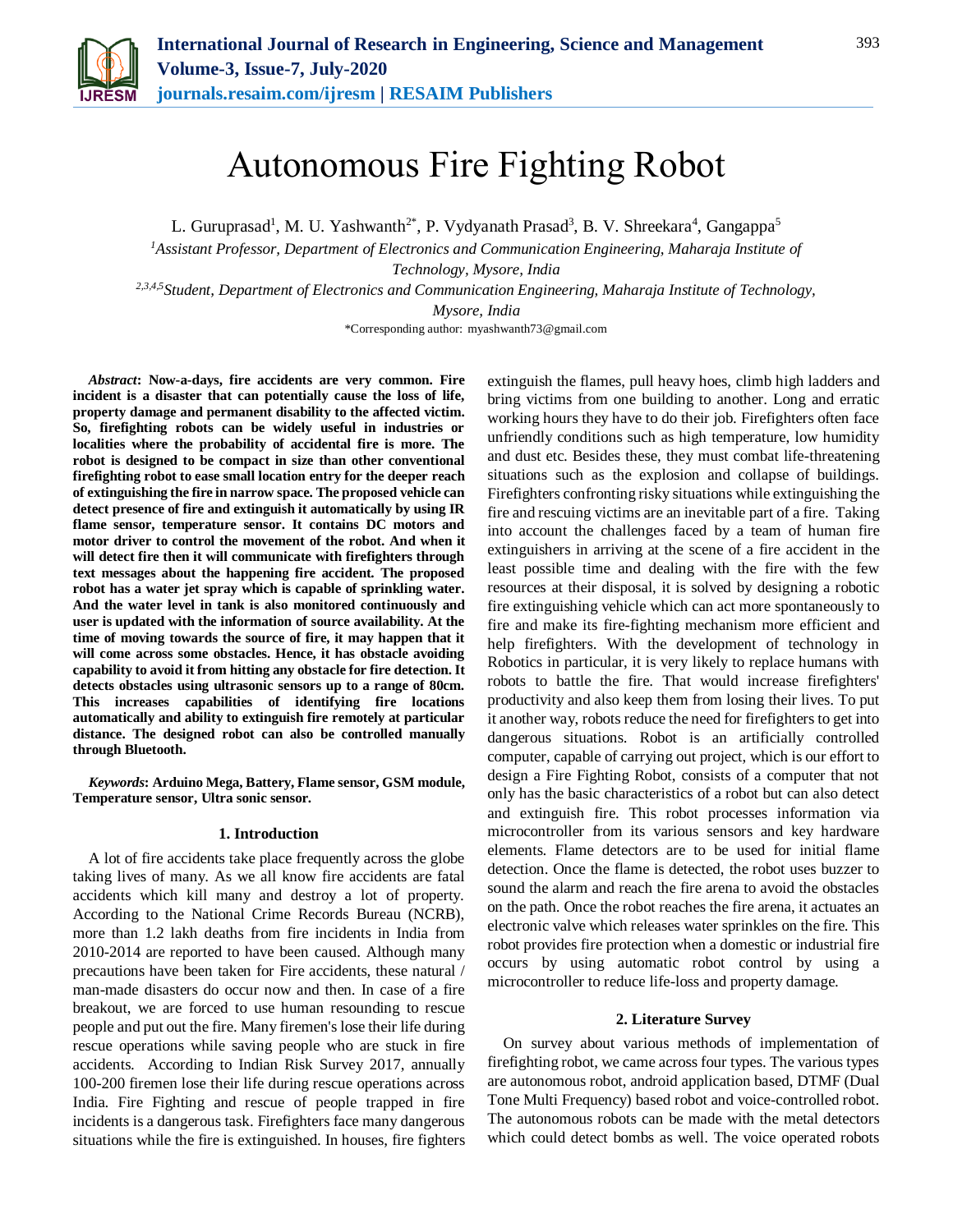# Autonomous Fire Fighting Robot

L. Guruprasad[1], M. U. Yashwanth[2*], P. Vydyanath Prasad[3], B. V. Shreekara[4], Gangappa[5]

[1]*Assistant Professor, Department of Electronics and Communication Engineering, Maharaja Institute of Technology, Mysore, India*

[2,3,4,5]*Student, Department of Electronics and Communication Engineering, Maharaja Institute of Technology, Mysore, India*

*Corresponding author: myashwanth73@gmail.com

***Abstract*: Now-a-days, fire accidents are very common. Fire incident is a disaster that can potentially cause the loss of life, property damage and permanent disability to the affected victim. So, firefighting robots can be widely useful in industries or localities where the probability of accidental fire is more. The robot is designed to be compact in size than other conventional firefighting robot to ease small location entry for the deeper reach of extinguishing the fire in narrow space. The proposed vehicle can detect presence of fire and extinguish it automatically by using IR flame sensor, temperature sensor. It contains DC motors and motor driver to control the movement of the robot. And when it will detect fire then it will communicate with firefighters through text messages about the happening fire accident. The proposed robot has a water jet spray which is capable of sprinkling water. And the water level in tank is also monitored continuously and user is updated with the information of source availability. At the time of moving towards the source of fire, it may happen that it will come across some obstacles. Hence, it has obstacle avoiding capability to avoid it from hitting any obstacle for fire detection. It detects obstacles using ultrasonic sensors up to a range of 80cm. This increases capabilities of identifying fire locations automatically and ability to extinguish fire remotely at particular distance. The designed robot can also be controlled manually through Bluetooth.**

***Keywords*: Arduino Mega, Battery, Flame sensor, GSM module, Temperature sensor, Ultra sonic sensor.**

## 1. Introduction

A lot of fire accidents take place frequently across the globe taking lives of many. As we all know fire accidents are fatal accidents which kill many and destroy a lot of property. According to the National Crime Records Bureau (NCRB), more than 1.2 lakh deaths from fire incidents in India from 2010-2014 are reported to have been caused. Although many precautions have been taken for Fire accidents, these natural / man-made disasters do occur now and then. In case of a fire breakout, we are forced to use human resounding to rescue people and put out the fire. Many firemen's lose their life during rescue operations while saving people who are stuck in fire accidents. According to Indian Risk Survey 2017, annually 100-200 firemen lose their life during rescue operations across India. Fire Fighting and rescue of people trapped in fire incidents is a dangerous task. Firefighters face many dangerous situations while the fire is extinguished. In houses, fire fighters extinguish the flames, pull heavy hoes, climb high ladders and bring victims from one building to another. Long and erratic working hours they have to do their job. Firefighters often face unfriendly conditions such as high temperature, low humidity and dust etc. Besides these, they must combat life-threatening situations such as the explosion and collapse of buildings. Firefighters confronting risky situations while extinguishing the fire and rescuing victims are an inevitable part of a fire. Taking into account the challenges faced by a team of human fire extinguishers in arriving at the scene of a fire accident in the least possible time and dealing with the fire with the few resources at their disposal, it is solved by designing a robotic fire extinguishing vehicle which can act more spontaneously to fire and make its fire-fighting mechanism more efficient and help firefighters. With the development of technology in Robotics in particular, it is very likely to replace humans with robots to battle the fire. That would increase firefighters' productivity and also keep them from losing their lives. To put it another way, robots reduce the need for firefighters to get into dangerous situations. Robot is an artificially controlled computer, capable of carrying out project, which is our effort to design a Fire Fighting Robot, consists of a computer that not only has the basic characteristics of a robot but can also detect and extinguish fire. This robot processes information via microcontroller from its various sensors and key hardware elements. Flame detectors are to be used for initial flame detection. Once the flame is detected, the robot uses buzzer to sound the alarm and reach the fire arena to avoid the obstacles on the path. Once the robot reaches the fire arena, it actuates an electronic valve which releases water sprinkles on the fire. This robot provides fire protection when a domestic or industrial fire occurs by using automatic robot control by using a microcontroller to reduce life-loss and property damage.

## 2. Literature Survey

On survey about various methods of implementation of firefighting robot, we came across four types. The various types are autonomous robot, android application based, DTMF (Dual Tone Multi Frequency) based robot and voice-controlled robot. The autonomous robots can be made with the metal detectors which could detect bombs as well. The voice operated robots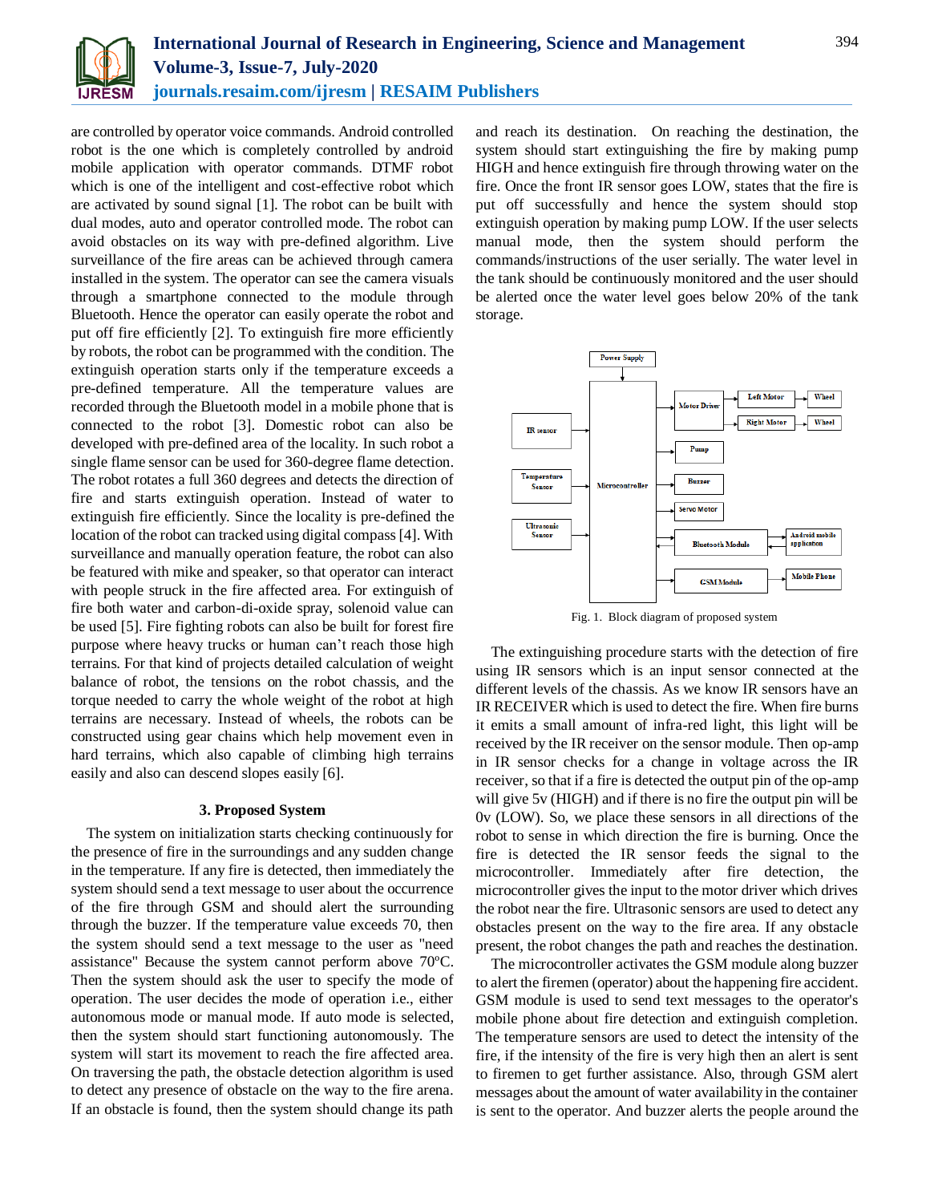are controlled by operator voice commands. Android controlled robot is the one which is completely controlled by android mobile application with operator commands. DTMF robot which is one of the intelligent and cost-effective robot which are activated by sound signal [1]. The robot can be built with dual modes, auto and operator controlled mode. The robot can avoid obstacles on its way with pre-defined algorithm. Live surveillance of the fire areas can be achieved through camera installed in the system. The operator can see the camera visuals through a smartphone connected to the module through Bluetooth. Hence the operator can easily operate the robot and put off fire efficiently [2]. To extinguish fire more efficiently by robots, the robot can be programmed with the condition. The extinguish operation starts only if the temperature exceeds a pre-defined temperature. All the temperature values are recorded through the Bluetooth model in a mobile phone that is connected to the robot [3]. Domestic robot can also be developed with pre-defined area of the locality. In such robot a single flame sensor can be used for 360-degree flame detection. The robot rotates a full 360 degrees and detects the direction of fire and starts extinguish operation. Instead of water to extinguish fire efficiently. Since the locality is pre-defined the location of the robot can tracked using digital compass [4]. With surveillance and manually operation feature, the robot can also be featured with mike and speaker, so that operator can interact with people struck in the fire affected area. For extinguish of fire both water and carbon-di-oxide spray, solenoid value can be used [5]. Fire fighting robots can also be built for forest fire purpose where heavy trucks or human can't reach those high terrains. For that kind of projects detailed calculation of weight balance of robot, the tensions on the robot chassis, and the torque needed to carry the whole weight of the robot at high terrains are necessary. Instead of wheels, the robots can be constructed using gear chains which help movement even in hard terrains, which also capable of climbing high terrains easily and also can descend slopes easily [6].

## 3. Proposed System

The system on initialization starts checking continuously for the presence of fire in the surroundings and any sudden change in the temperature. If any fire is detected, then immediately the system should send a text message to user about the occurrence of the fire through GSM and should alert the surrounding through the buzzer. If the temperature value exceeds 70, then the system should send a text message to the user as "need assistance" Because the system cannot perform above 70ºC. Then the system should ask the user to specify the mode of operation. The user decides the mode of operation i.e., either autonomous mode or manual mode. If auto mode is selected, then the system should start functioning autonomously. The system will start its movement to reach the fire affected area. On traversing the path, the obstacle detection algorithm is used to detect any presence of obstacle on the way to the fire arena. If an obstacle is found, then the system should change its path and reach its destination. On reaching the destination, the system should start extinguishing the fire by making pump HIGH and hence extinguish fire through throwing water on the fire. Once the front IR sensor goes LOW, states that the fire is put off successfully and hence the system should stop extinguish operation by making pump LOW. If the user selects manual mode, then the system should perform the commands/instructions of the user serially. The water level in the tank should be continuously monitored and the user should be alerted once the water level goes below 20% of the tank storage.

Fig. 1. Block diagram of proposed system

The extinguishing procedure starts with the detection of fire using IR sensors which is an input sensor connected at the different levels of the chassis. As we know IR sensors have an IR RECEIVER which is used to detect the fire. When fire burns it emits a small amount of infra-red light, this light will be received by the IR receiver on the sensor module. Then op-amp in IR sensor checks for a change in voltage across the IR receiver, so that if a fire is detected the output pin of the op-amp will give 5v (HIGH) and if there is no fire the output pin will be 0v (LOW). So, we place these sensors in all directions of the robot to sense in which direction the fire is burning. Once the fire is detected the IR sensor feeds the signal to the microcontroller. Immediately after fire detection, the microcontroller gives the input to the motor driver which drives the robot near the fire. Ultrasonic sensors are used to detect any obstacles present on the way to the fire area. If any obstacle present, the robot changes the path and reaches the destination.

The microcontroller activates the GSM module along buzzer to alert the firemen (operator) about the happening fire accident. GSM module is used to send text messages to the operator's mobile phone about fire detection and extinguish completion. The temperature sensors are used to detect the intensity of the fire, if the intensity of the fire is very high then an alert is sent to firemen to get further assistance. Also, through GSM alert messages about the amount of water availability in the container is sent to the operator. And buzzer alerts the people around the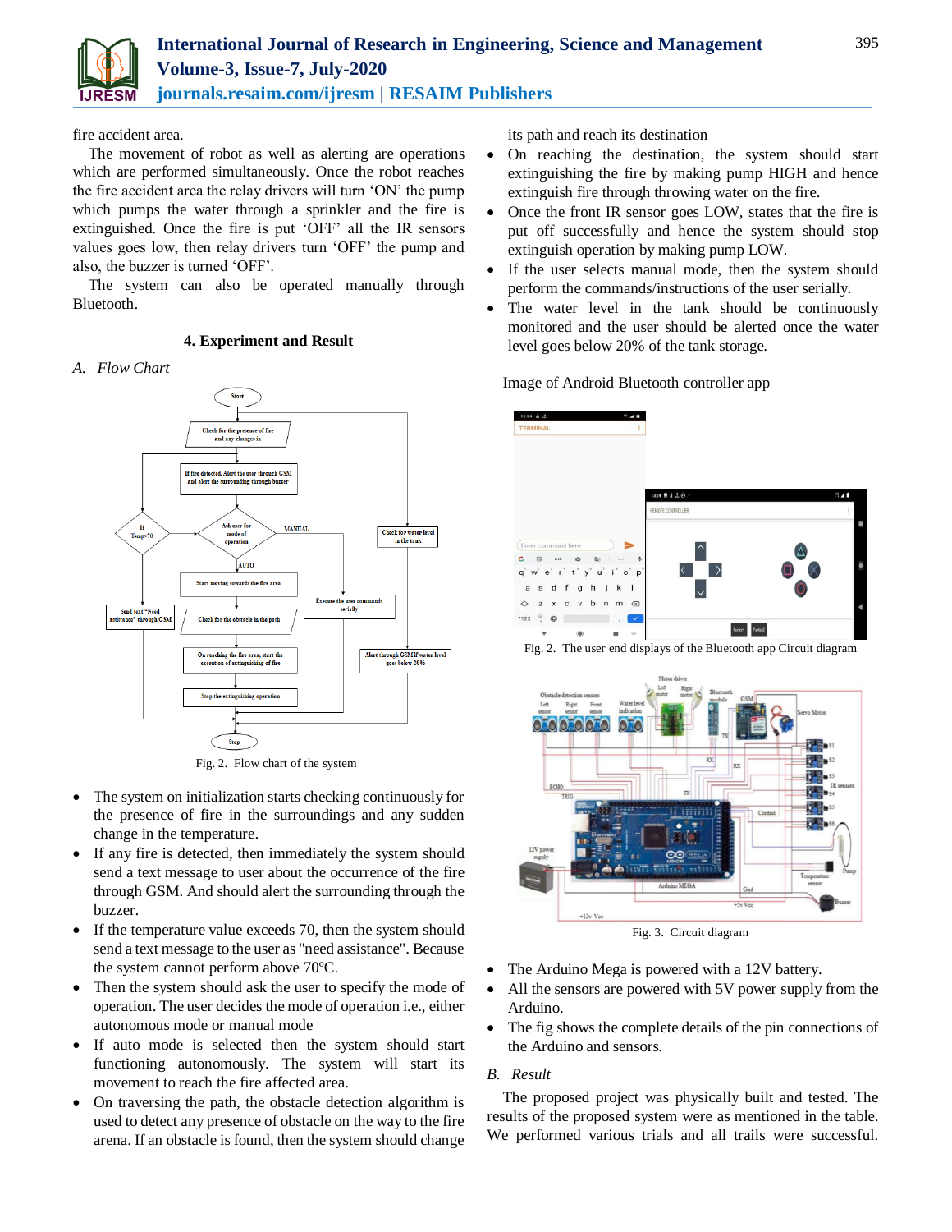fire accident area.

The movement of robot as well as alerting are operations which are performed simultaneously. Once the robot reaches the fire accident area the relay drivers will turn 'ON' the pump which pumps the water through a sprinkler and the fire is extinguished. Once the fire is put 'OFF' all the IR sensors values goes low, then relay drivers turn 'OFF' the pump and also, the buzzer is turned 'OFF'.

The system can also be operated manually through Bluetooth.

## 4. Experiment and Result

### *A. Flow Chart*

Fig. 2. Flow chart of the system

- The system on initialization starts checking continuously for the presence of fire in the surroundings and any sudden change in the temperature.
- If any fire is detected, then immediately the system should send a text message to user about the occurrence of the fire through GSM. And should alert the surrounding through the buzzer.
- If the temperature value exceeds 70, then the system should send a text message to the user as "need assistance". Because the system cannot perform above 70ºC.
- Then the system should ask the user to specify the mode of operation. The user decides the mode of operation i.e., either autonomous mode or manual mode
- If auto mode is selected then the system should start functioning autonomously. The system will start its movement to reach the fire affected area.
- On traversing the path, the obstacle detection algorithm is used to detect any presence of obstacle on the way to the fire arena. If an obstacle is found, then the system should change its path and reach its destination
- On reaching the destination, the system should start extinguishing the fire by making pump HIGH and hence extinguish fire through throwing water on the fire.
- Once the front IR sensor goes LOW, states that the fire is put off successfully and hence the system should stop extinguish operation by making pump LOW.
- If the user selects manual mode, then the system should perform the commands/instructions of the user serially.
- The water level in the tank should be continuously monitored and the user should be alerted once the water level goes below 20% of the tank storage.

Image of Android Bluetooth controller app

Fig. 2. The user end displays of the Bluetooth app Circuit diagram

Fig. 3. Circuit diagram

- The Arduino Mega is powered with a 12V battery.
- All the sensors are powered with 5V power supply from the Arduino.
- The fig shows the complete details of the pin connections of the Arduino and sensors.

### *B. Result*

The proposed project was physically built and tested. The results of the proposed system were as mentioned in the table. We performed various trials and all trails were successful.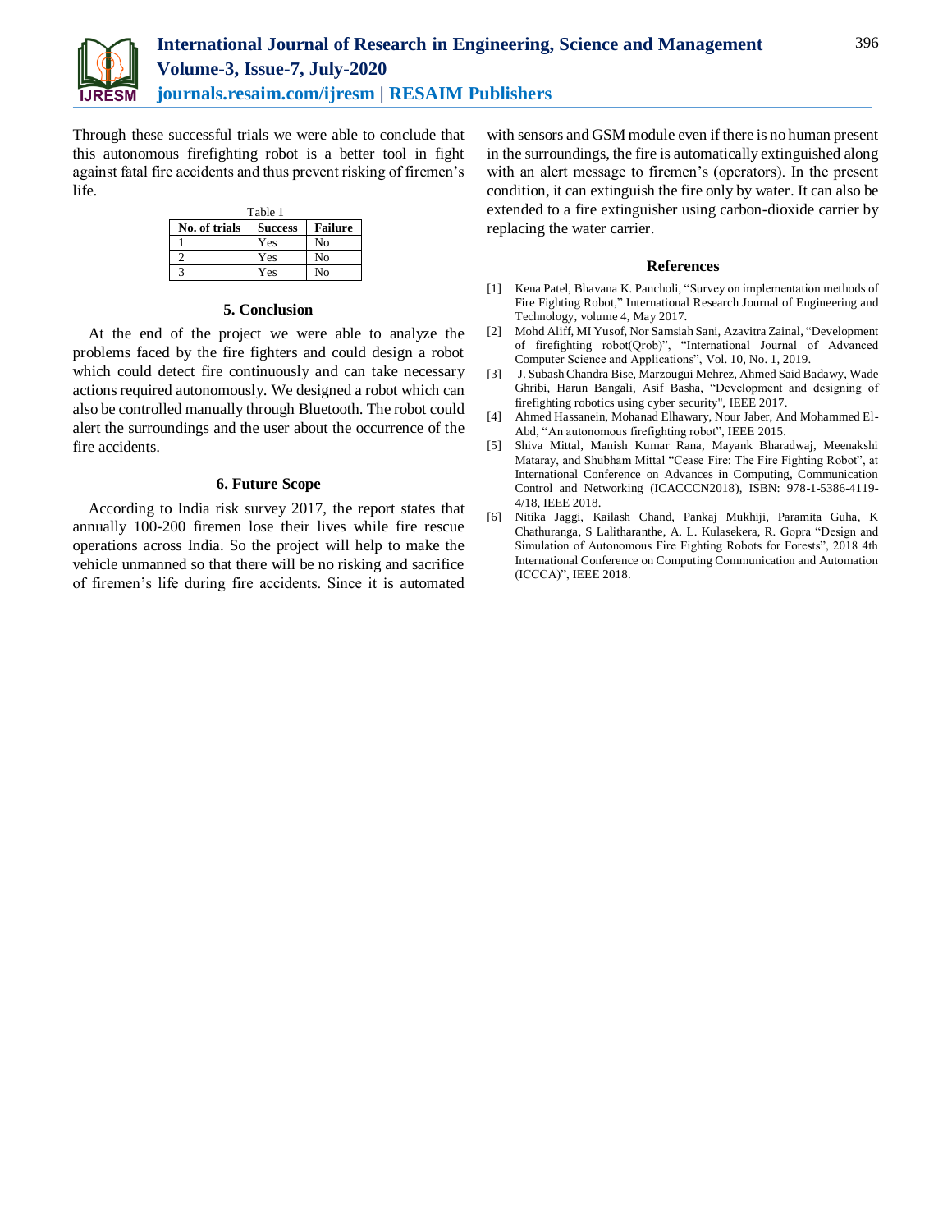Through these successful trials we were able to conclude that this autonomous firefighting robot is a better tool in fight against fatal fire accidents and thus prevent risking of firemen's life.

Table 1

| No. of trials | Success | Failure |
|---|---|---|
| 1 | Yes | No |
| 2 | Yes | No |
| 3 | Yes | No |

## 5. Conclusion

At the end of the project we were able to analyze the problems faced by the fire fighters and could design a robot which could detect fire continuously and can take necessary actions required autonomously. We designed a robot which can also be controlled manually through Bluetooth. The robot could alert the surroundings and the user about the occurrence of the fire accidents.

## 6. Future Scope

According to India risk survey 2017, the report states that annually 100-200 firemen lose their lives while fire rescue operations across India. So the project will help to make the vehicle unmanned so that there will be no risking and sacrifice of firemen's life during fire accidents. Since it is automated with sensors and GSM module even if there is no human present in the surroundings, the fire is automatically extinguished along with an alert message to firemen's (operators). In the present condition, it can extinguish the fire only by water. It can also be extended to a fire extinguisher using carbon-dioxide carrier by replacing the water carrier.

## References

[1] Kena Patel, Bhavana K. Pancholi, "Survey on implementation methods of Fire Fighting Robot," International Research Journal of Engineering and Technology, volume 4, May 2017.

[2] Mohd Aliff, MI Yusof, Nor Samsiah Sani, Azavitra Zainal, "Development of firefighting robot(Qrob)", "International Journal of Advanced Computer Science and Applications", Vol. 10, No. 1, 2019.

[3] J. Subash Chandra Bise, Marzougui Mehrez, Ahmed Said Badawy, Wade Ghribi, Harun Bangali, Asif Basha, "Development and designing of firefighting robotics using cyber security", IEEE 2017.

[4] Ahmed Hassanein, Mohanad Elhawary, Nour Jaber, And Mohammed El-Abd, "An autonomous firefighting robot", IEEE 2015.

[5] Shiva Mittal, Manish Kumar Rana, Mayank Bharadwaj, Meenakshi Mataray, and Shubham Mittal "Cease Fire: The Fire Fighting Robot", at International Conference on Advances in Computing, Communication Control and Networking (ICACCCN2018), ISBN: 978-1-5386-4119-4/18, IEEE 2018.

[6] Nitika Jaggi, Kailash Chand, Pankaj Mukhiji, Paramita Guha, K Chathuranga, S Lalitharanthe, A. L. Kulasekera, R. Gopra "Design and Simulation of Autonomous Fire Fighting Robots for Forests", 2018 4th International Conference on Computing Communication and Automation (ICCCA)", IEEE 2018.